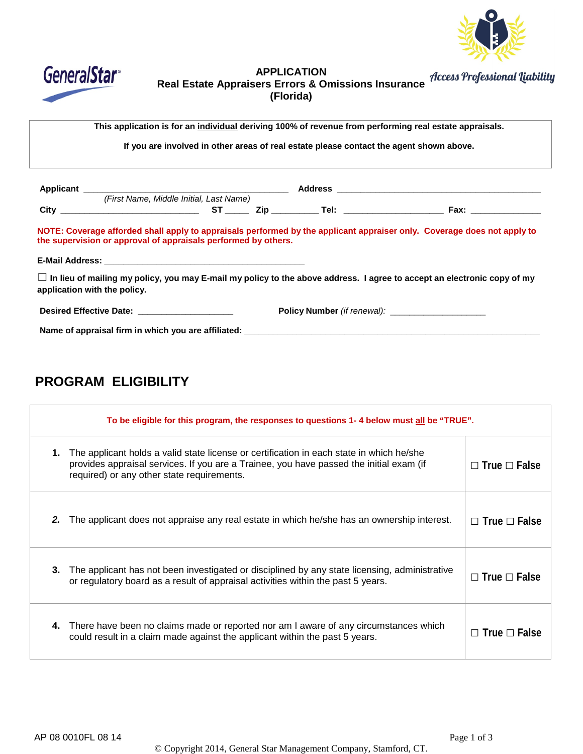GeneralStar

**APPLICATION**
**Real Estate Appraisers Errors & Omissions Insurance**
**(Florida)**

Access Professional Liability

**This application is for an individual deriving 100% of revenue from performing real estate appraisals.**

**If you are involved in other areas of real estate please contact the agent shown above.**

**Applicant** ______________________________________ **Address** ________________________________________
*(First Name, Middle Initial, Last Name)*

**City** __________________________ **ST** _____ **Zip** _________ **Tel:** ___________________ **Fax:** _____________

**NOTE: Coverage afforded shall apply to appraisals performed by the applicant appraiser only. Coverage does not apply to the supervision or approval of appraisals performed by others.**

**E-Mail Address:** ________________________________________

☐ **In lieu of mailing my policy, you may E-mail my policy to the above address. I agree to accept an electronic copy of my application with the policy.**

**Desired Effective Date:** __________________ **Policy Number** *(if renewal):* ___________________

**Name of appraisal firm in which you are affiliated:** _________________________________________________________

## PROGRAM ELIGIBILITY

**To be eligible for this program, the responses to questions 1- 4 below must all be "TRUE".**

| | |
|---|---|
| **1.** The applicant holds a valid state license or certification in each state in which he/she provides appraisal services. If you are a Trainee, you have passed the initial exam (if required) or any other state requirements. | ☐ True ☐ False |
| **2.** The applicant does not appraise any real estate in which he/she has an ownership interest. | ☐ True ☐ False |
| **3.** The applicant has not been investigated or disciplined by any state licensing, administrative or regulatory board as a result of appraisal activities within the past 5 years. | ☐ True ☐ False |
| **4.** There have been no claims made or reported nor am I aware of any circumstances which could result in a claim made against the applicant within the past 5 years. | ☐ True ☐ False |

AP 08 0010FL 08 14

© Copyright 2014, General Star Management Company, Stamford, CT.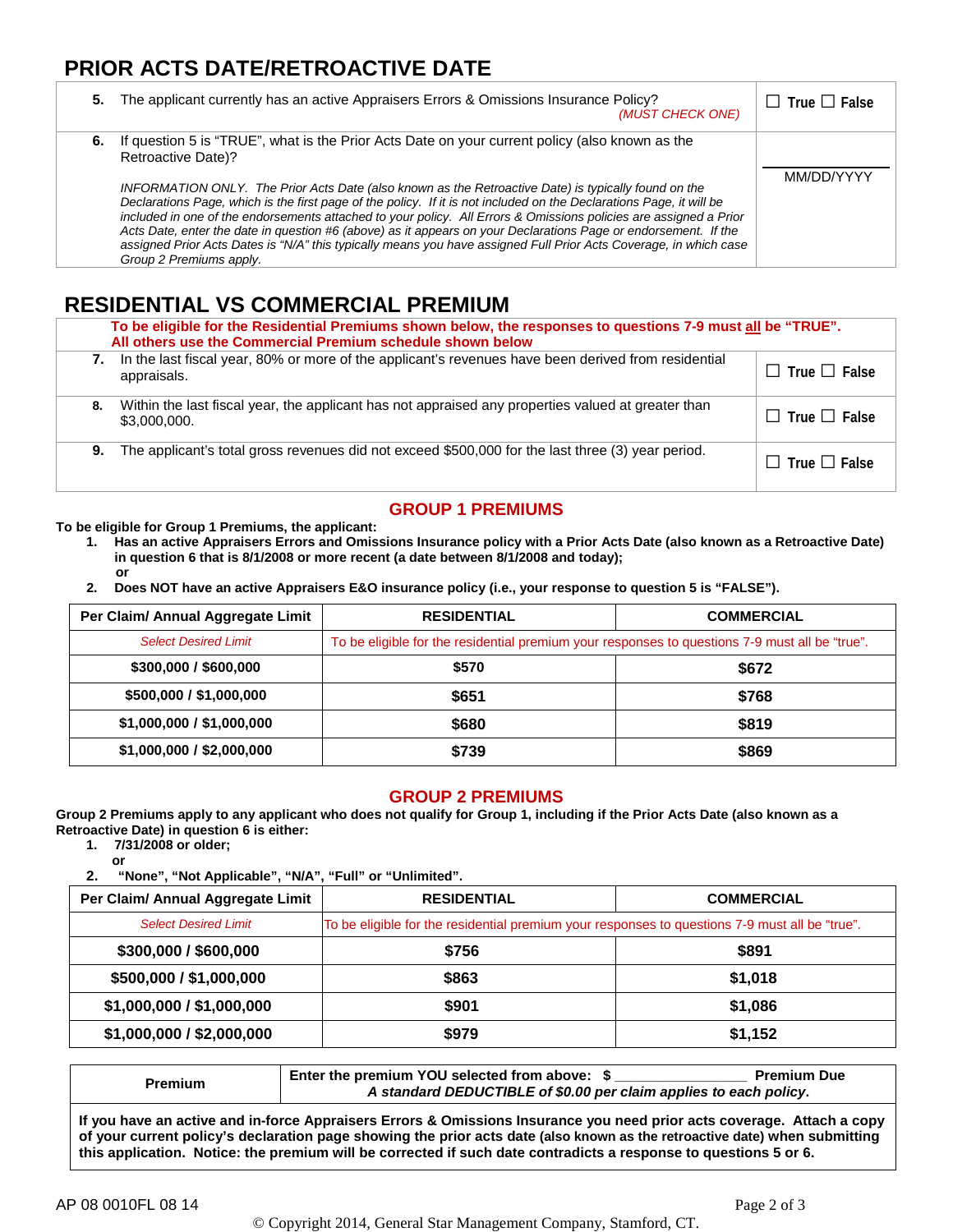## PRIOR ACTS DATE/RETROACTIVE DATE

| | |
|---|---|
| **5.** The applicant currently has an active Appraisers Errors & Omissions Insurance Policy? *(MUST CHECK ONE)* | ☐ True ☐ False |
| **6.** If question 5 is "TRUE", what is the Prior Acts Date on your current policy (also known as the Retroactive Date)?<br><br>*INFORMATION ONLY. The Prior Acts Date (also known as the Retroactive Date) is typically found on the Declarations Page, which is the first page of the policy. If it is not included on the Declarations Page, it will be included in one of the endorsements attached to your policy. All Errors & Omissions policies are assigned a Prior Acts Date, enter the date in question #6 (above) as it appears on your Declarations Page or endorsement. If the assigned Prior Acts Dates is "N/A" this typically means you have assigned Full Prior Acts Coverage, in which case Group 2 Premiums apply.* | ______________<br>MM/DD/YYYY |

## RESIDENTIAL VS COMMERCIAL PREMIUM

**To be eligible for the Residential Premiums shown below, the responses to questions 7-9 must all be "TRUE". All others use the Commercial Premium schedule shown below**

| | |
|---|---|
| **7.** In the last fiscal year, 80% or more of the applicant's revenues have been derived from residential appraisals. | ☐ True ☐ False |
| **8.** Within the last fiscal year, the applicant has not appraised any properties valued at greater than $3,000,000. | ☐ True ☐ False |
| **9.** The applicant's total gross revenues did not exceed $500,000 for the last three (3) year period. | ☐ True ☐ False |

### GROUP 1 PREMIUMS

**To be eligible for Group 1 Premiums, the applicant:**

1. **Has an active Appraisers Errors and Omissions Insurance policy with a Prior Acts Date (also known as a Retroactive Date) in question 6 that is 8/1/2008 or more recent (a date between 8/1/2008 and today);**
   **or**
2. **Does NOT have an active Appraisers E&O insurance policy (i.e., your response to question 5 is "FALSE").**

| Per Claim/ Annual Aggregate Limit | RESIDENTIAL | COMMERCIAL |
|---|---|---|
| *Select Desired Limit* | To be eligible for the residential premium your responses to questions 7-9 must all be "true". | |
| $300,000 / $600,000 | $570 | $672 |
| $500,000 / $1,000,000 | $651 | $768 |
| $1,000,000 / $1,000,000 | $680 | $819 |
| $1,000,000 / $2,000,000 | $739 | $869 |

### GROUP 2 PREMIUMS

**Group 2 Premiums apply to any applicant who does not qualify for Group 1, including if the Prior Acts Date (also known as a Retroactive Date) in question 6 is either:**

1. **7/31/2008 or older;**
   **or**
2. **"None", "Not Applicable", "N/A", "Full" or "Unlimited".**

| Per Claim/ Annual Aggregate Limit | RESIDENTIAL | COMMERCIAL |
|---|---|---|
| *Select Desired Limit* | To be eligible for the residential premium your responses to questions 7-9 must all be "true". | |
| $300,000 / $600,000 | $756 | $891 |
| $500,000 / $1,000,000 | $863 | $1,018 |
| $1,000,000 / $1,000,000 | $901 | $1,086 |
| $1,000,000 / $2,000,000 | $979 | $1,152 |

| Premium | Enter the premium YOU selected from above: $ ________________ Premium Due<br>*A standard DEDUCTIBLE of $0.00 per claim applies to each policy.* |
|---|---|

**If you have an active and in-force Appraisers Errors & Omissions Insurance you need prior acts coverage. Attach a copy of your current policy's declaration page showing the prior acts date (also known as the retroactive date) when submitting this application. Notice: the premium will be corrected if such date contradicts a response to questions 5 or 6.**

AP 08 0010FL 08 14

© Copyright 2014, General Star Management Company, Stamford, CT.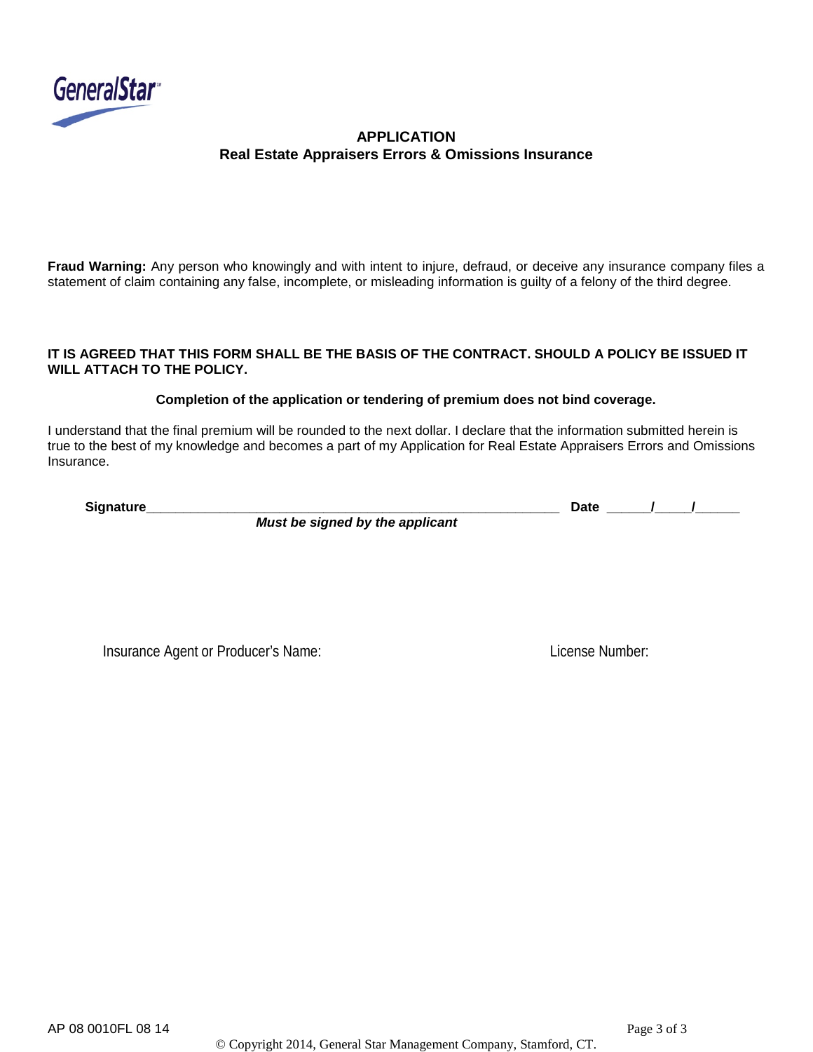GeneralStar

**APPLICATION**
**Real Estate Appraisers Errors & Omissions Insurance**

**Fraud Warning:** Any person who knowingly and with intent to injure, defraud, or deceive any insurance company files a statement of claim containing any false, incomplete, or misleading information is guilty of a felony of the third degree.

**IT IS AGREED THAT THIS FORM SHALL BE THE BASIS OF THE CONTRACT. SHOULD A POLICY BE ISSUED IT WILL ATTACH TO THE POLICY.**

**Completion of the application or tendering of premium does not bind coverage.**

I understand that the final premium will be rounded to the next dollar. I declare that the information submitted herein is true to the best of my knowledge and becomes a part of my Application for Real Estate Appraisers Errors and Omissions Insurance.

**Signature**__________________________________________________________ **Date** ______/_____/______

***Must be signed by the applicant***

Insurance Agent or Producer's Name: License Number:

AP 08 0010FL 08 14

© Copyright 2014, General Star Management Company, Stamford, CT.